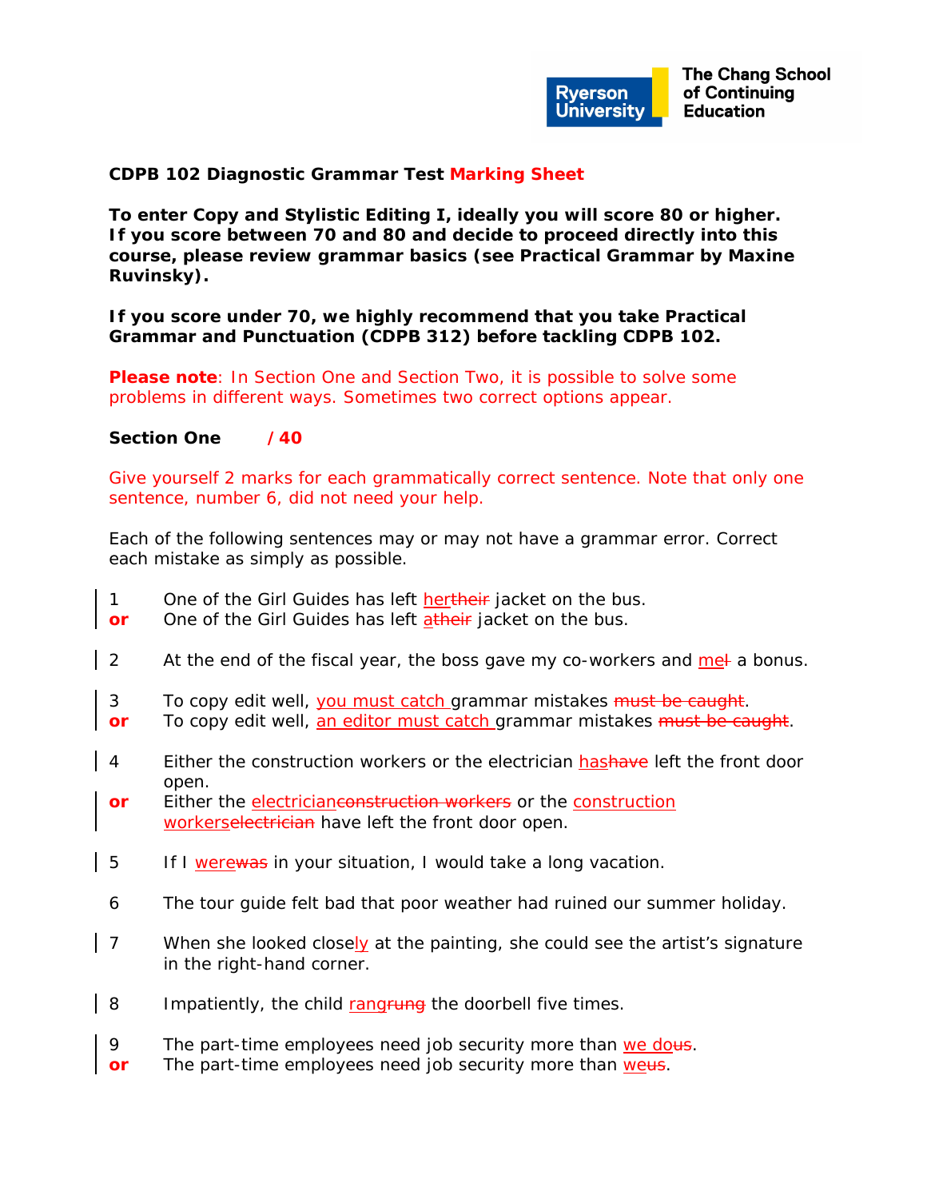Ryerson University | The Chang School of Continuing Education

**CDPB 102 Diagnostic Grammar Test Marking Sheet**

**To enter Copy and Stylistic Editing I, ideally you will score 80 or higher. If you score between 70 and 80 and decide to proceed directly into this course, please review grammar basics (see Practical Grammar by Maxine Ruvinsky).**

**If you score under 70, we highly recommend that you take Practical Grammar and Punctuation (CDPB 312) before tackling CDPB 102.**

**Please note**: In Section One and Section Two, it is possible to solve some problems in different ways. Sometimes two correct options appear.

**Section One /40**

Give yourself 2 marks for each grammatically correct sentence. Note that only one sentence, number 6, did not need your help.

Each of the following sentences may or may not have a grammar error. Correct each mistake as simply as possible.

1 One of the Girl Guides has left ~~their~~ her jacket on the bus.
**or** One of the Girl Guides has left ~~their~~ a jacket on the bus.

2 At the end of the fiscal year, the boss gave my co-workers and ~~I~~ me a bonus.

3 To copy edit well, you must catch grammar mistakes ~~must be caught~~.
**or** To copy edit well, an editor must catch grammar mistakes ~~must be caught~~.

4 Either the construction workers or the electrician ~~have~~ has left the front door open.
**or** Either the ~~construction workers~~ electrician or the ~~electrician~~ construction workers have left the front door open.

5 If I ~~was~~ were in your situation, I would take a long vacation.

6 The tour guide felt bad that poor weather had ruined our summer holiday.

7 When she looked closely at the painting, she could see the artist's signature in the right-hand corner.

8 Impatiently, the child ~~rung~~ rang the doorbell five times.

9 The part-time employees need job security more than ~~us~~ we do.
**or** The part-time employees need job security more than ~~us~~ we.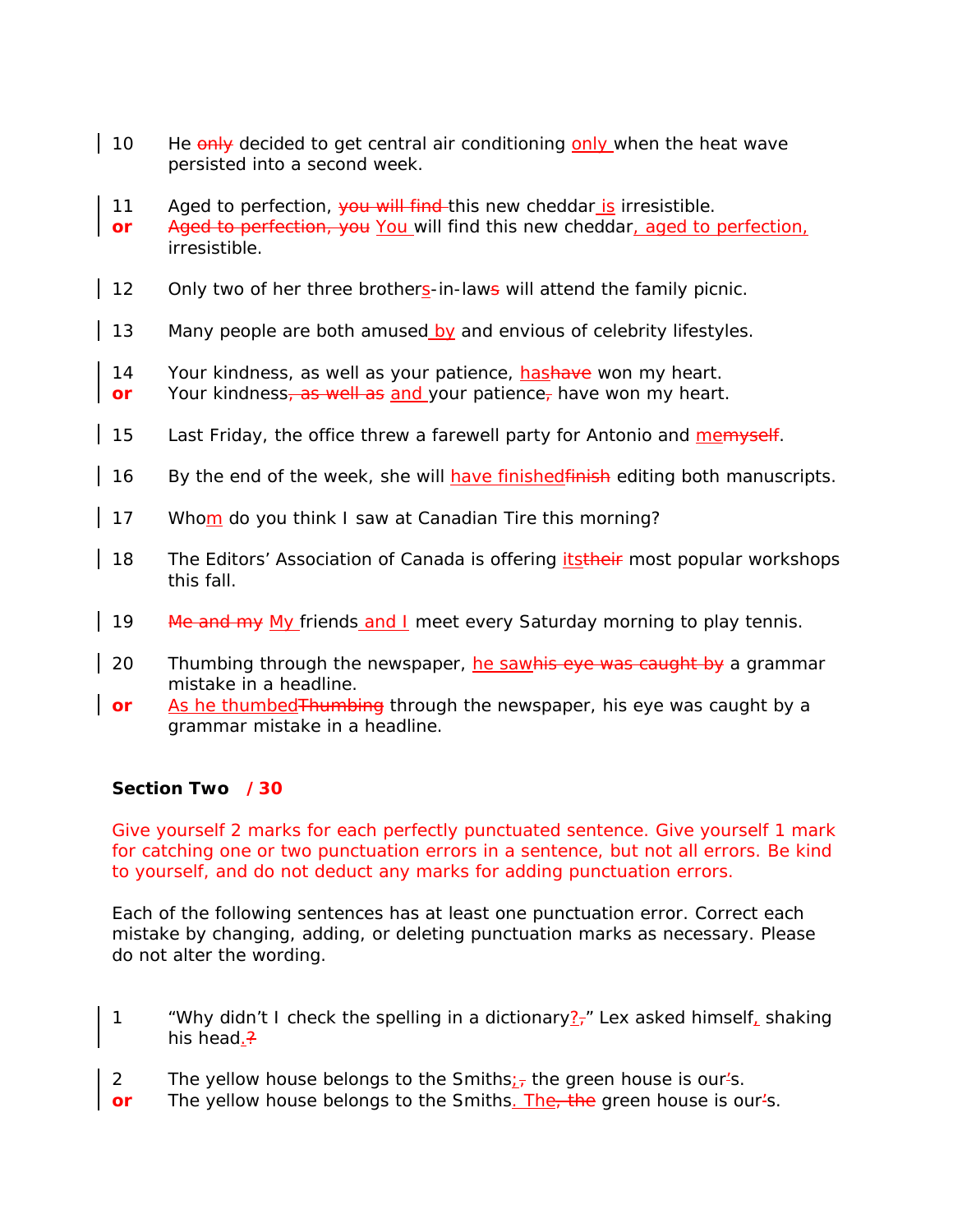10 He ~~only~~ decided to get central air conditioning only when the heat wave persisted into a second week.

11 Aged to perfection, ~~you will find~~ this new cheddar is irresistible.
**or** ~~Aged to perfection, you~~ You will find this new cheddar, aged to perfection, irresistible.

12 Only two of her three brothers-in-law~~s~~ will attend the family picnic.

13 Many people are both amused by and envious of celebrity lifestyles.

14 Your kindness, as well as your patience, has~~have~~ won my heart.
**or** Your kindness~~, as well as~~ and your patience~~,~~ have won my heart.

15 Last Friday, the office threw a farewell party for Antonio and me~~myself~~.

16 By the end of the week, she will have finished~~finish~~ editing both manuscripts.

17 Whom do you think I saw at Canadian Tire this morning?

18 The Editors' Association of Canada is offering its~~their~~ most popular workshops this fall.

19 ~~Me and my~~ My friends and I meet every Saturday morning to play tennis.

20 Thumbing through the newspaper, he saw~~his eye was caught by~~ a grammar mistake in a headline.
**or** As he thumbed~~Thumbing~~ through the newspaper, his eye was caught by a grammar mistake in a headline.

**Section Two / 30**

Give yourself 2 marks for each perfectly punctuated sentence. Give yourself 1 mark for catching one or two punctuation errors in a sentence, but not all errors. Be kind to yourself, and do not deduct any marks for adding punctuation errors.

Each of the following sentences has at least one punctuation error. Correct each mistake by changing, adding, or deleting punctuation marks as necessary. Please do not alter the wording.

1 "Why didn't I check the spelling in a dictionary?~~,~~" Lex asked himself, shaking his head.~~?~~

2 The yellow house belongs to the Smiths;~~,~~ the green house is our~~'~~s.
**or** The yellow house belongs to the Smiths. The~~, the~~ green house is our~~'~~s.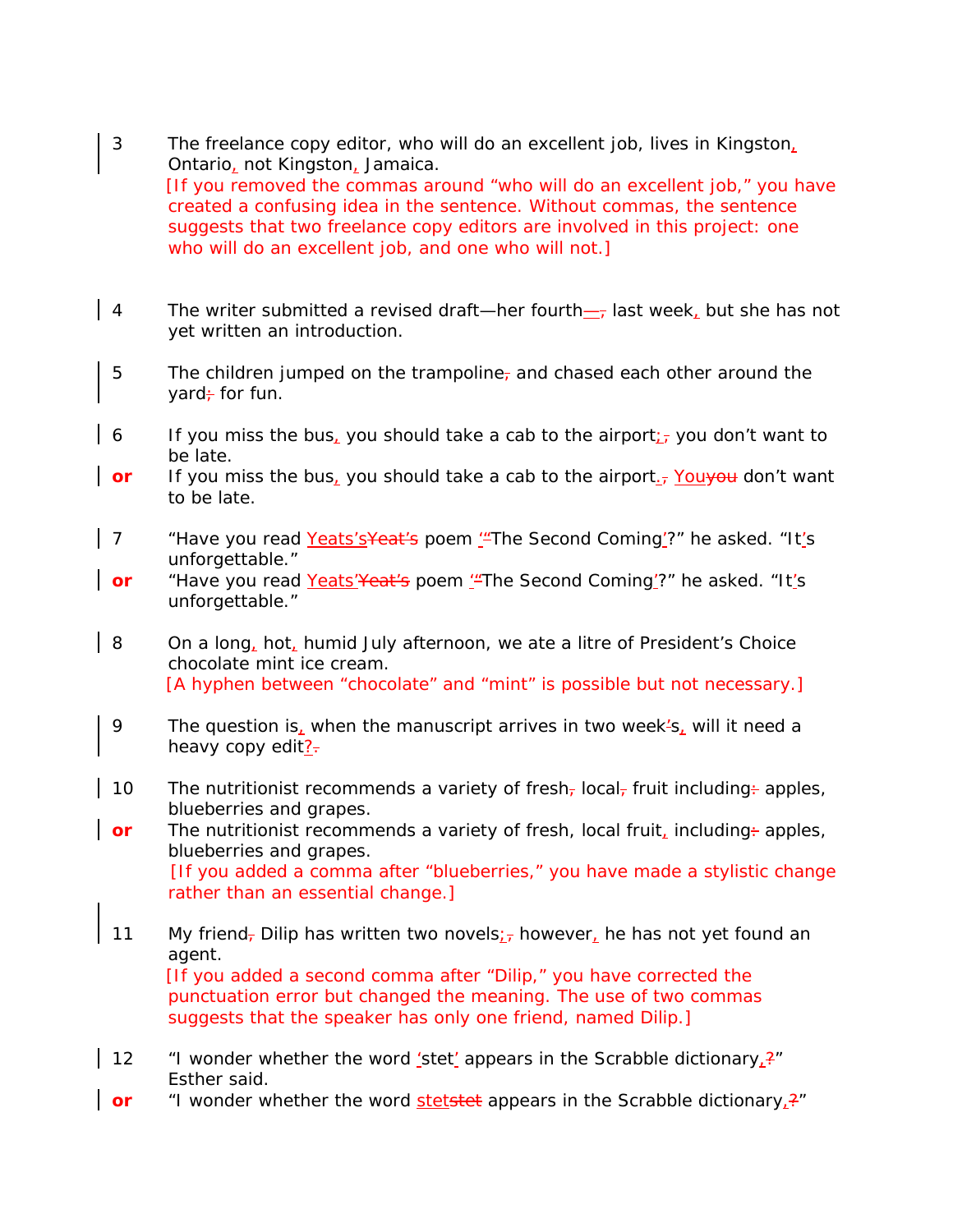3 The freelance copy editor, who will do an excellent job, lives in Kingston, Ontario, not Kingston, Jamaica.
[If you removed the commas around “who will do an excellent job,” you have created a confusing idea in the sentence. Without commas, the sentence suggests that two freelance copy editors are involved in this project: one who will do an excellent job, and one who will not.]

4 The writer submitted a revised draft—her fourth—, last week, but she has not yet written an introduction.

5 The children jumped on the trampoline, and chased each other around the yard; for fun.

6 If you miss the bus, you should take a cab to the airport;, you don’t want to be late.

**or** If you miss the bus, you should take a cab to the airport., Youyou don’t want to be late.

7 “Have you read Yeats’sYeat’s poem ‘“The Second Coming’?” he asked. “It’s unforgettable.”

**or** “Have you read Yeats’Yeat’s poem ‘“The Second Coming’?” he asked. “It’s unforgettable.”

8 On a long, hot, humid July afternoon, we ate a litre of President’s Choice chocolate mint ice cream.
[A hyphen between “chocolate” and “mint” is possible but not necessary.]

9 The question is, when the manuscript arrives in two week’s, will it need a heavy copy edit?.

10 The nutritionist recommends a variety of fresh, local, fruit including: apples, blueberries and grapes.

**or** The nutritionist recommends a variety of fresh, local fruit, including: apples, blueberries and grapes.
[If you added a comma after “blueberries,” you have made a stylistic change rather than an essential change.]

11 My friend, Dilip has written two novels;, however, he has not yet found an agent.
[If you added a second comma after “Dilip,” you have corrected the punctuation error but changed the meaning. The use of two commas suggests that the speaker has only one friend, named Dilip.]

12 “I wonder whether the word ‘stet’ appears in the Scrabble dictionary,?” Esther said.

**or** “I wonder whether the word stetstet appears in the Scrabble dictionary,?”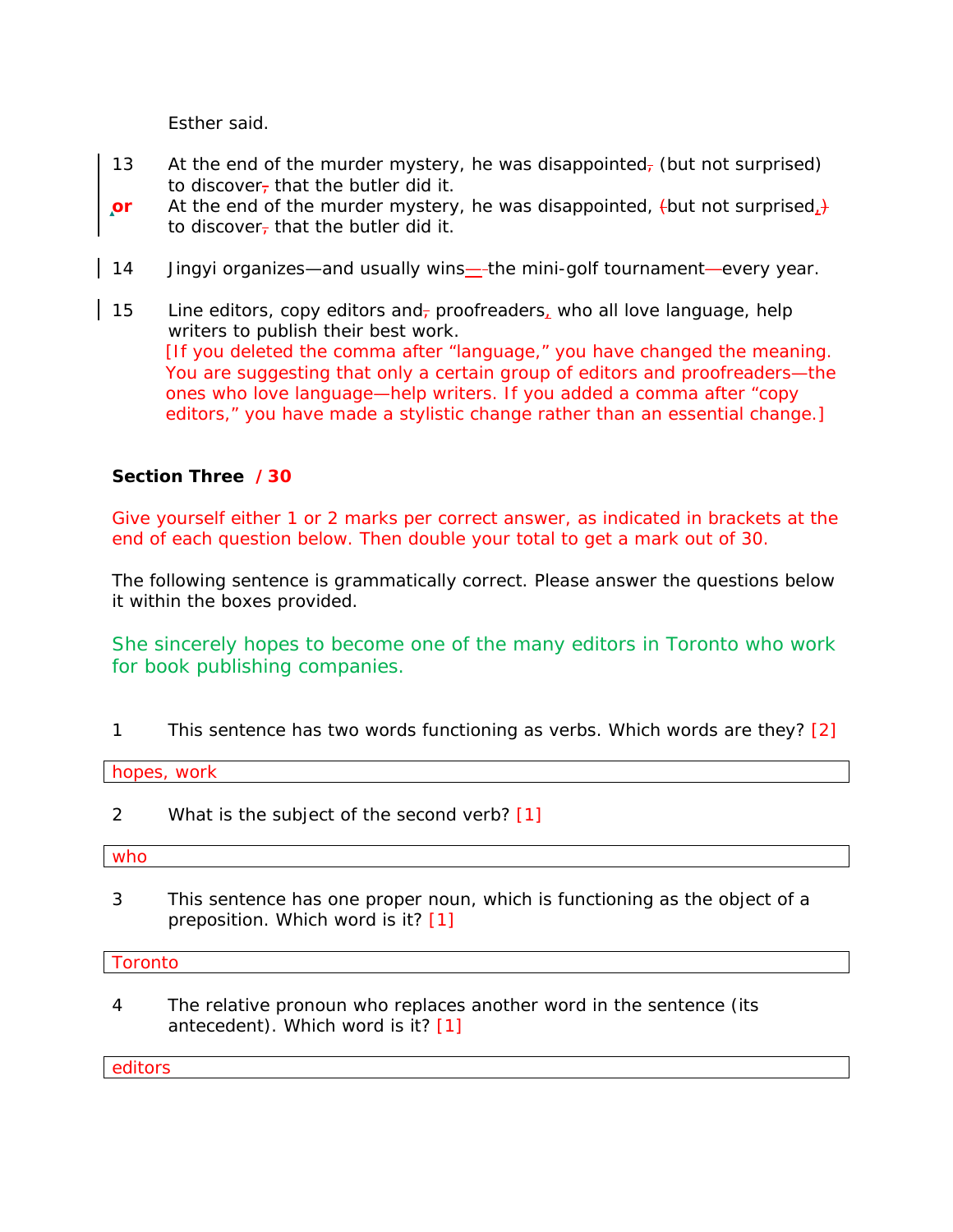Esther said.

13 At the end of the murder mystery, he was disappointed, (but not surprised) to discover, that the butler did it.

**or** At the end of the murder mystery, he was disappointed, (but not surprised,) to discover, that the butler did it.

14 Jingyi organizes—and usually wins—-the mini-golf tournament—every year.

15 Line editors, copy editors and, proofreaders, who all love language, help writers to publish their best work.
[If you deleted the comma after "language," you have changed the meaning. You are suggesting that only a certain group of editors and proofreaders—the ones who love language—help writers. If you added a comma after "copy editors," you have made a stylistic change rather than an essential change.]

**Section Three / 30**

Give yourself either 1 or 2 marks per correct answer, as indicated in brackets at the end of each question below. Then double your total to get a mark out of 30.

The following sentence is grammatically correct. Please answer the questions below it within the boxes provided.

She sincerely hopes to become one of the many editors in Toronto who work for book publishing companies.

1 This sentence has two words functioning as verbs. Which words are they? [2]

| hopes, work |
|---|

2 What is the subject of the second verb? [1]

| who |
|---|

3 This sentence has one proper noun, which is functioning as the object of a preposition. Which word is it? [1]

| Toronto |
|---|

4 The relative pronoun who replaces another word in the sentence (its antecedent). Which word is it? [1]

| editors |
|---|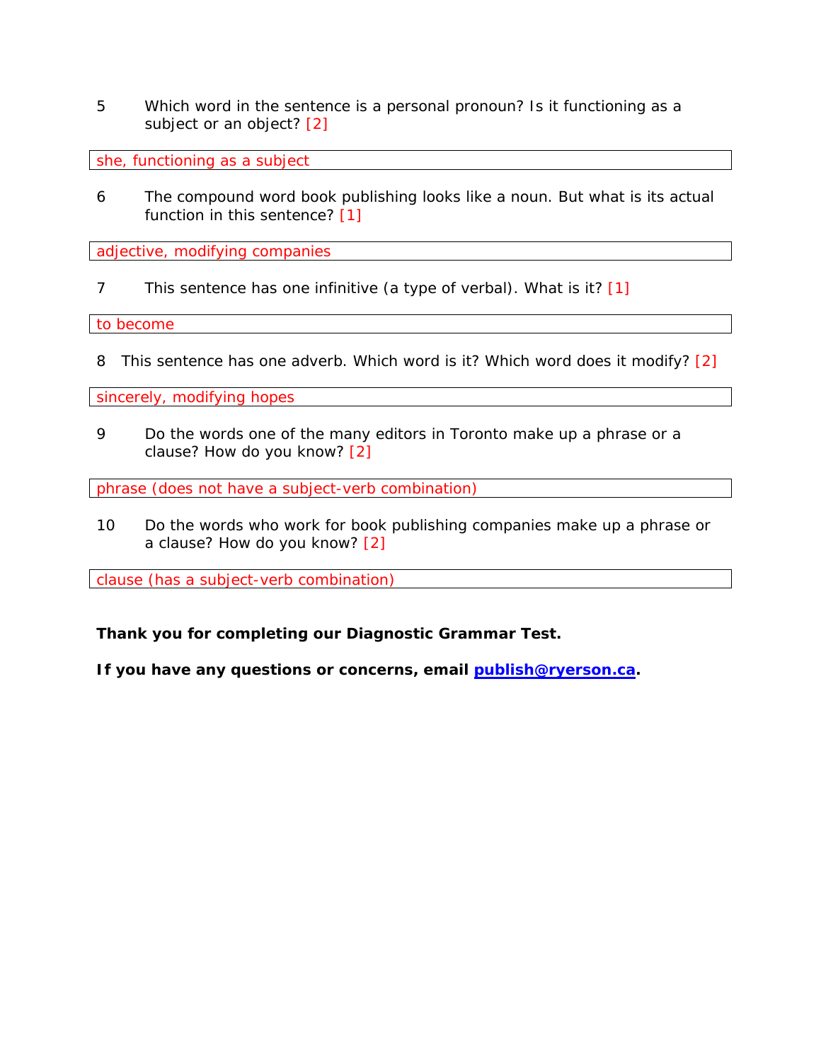5 Which word in the sentence is a personal pronoun? Is it functioning as a subject or an object? [2]

she, functioning as a subject

6 The compound word book publishing looks like a noun. But what is its actual function in this sentence? [1]

adjective, modifying companies

7 This sentence has one infinitive (a type of verbal). What is it? [1]

to become

8 This sentence has one adverb. Which word is it? Which word does it modify? [2]

sincerely, modifying hopes

9 Do the words one of the many editors in Toronto make up a phrase or a clause? How do you know? [2]

phrase (does not have a subject-verb combination)

10 Do the words who work for book publishing companies make up a phrase or a clause? How do you know? [2]

clause (has a subject-verb combination)

**Thank you for completing our Diagnostic Grammar Test.**

**If you have any questions or concerns, email publish@ryerson.ca.**